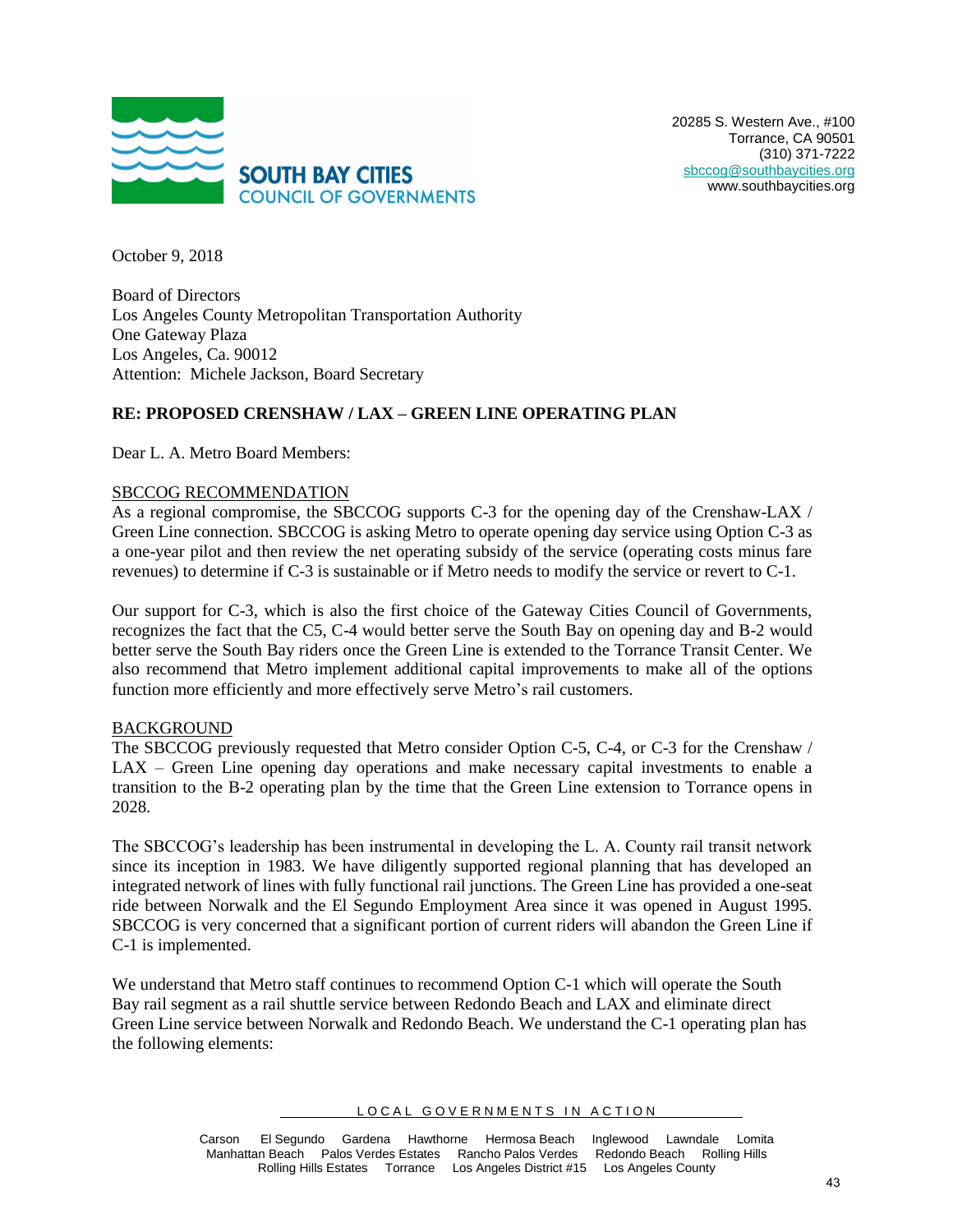**SOUTH BAY CITIES**
**COUNCIL OF GOVERNMENTS**

20285 S. Western Ave., #100
Torrance, CA 90501
(310) 371-7222
sbccog@southbaycities.org
www.southbaycities.org

October 9, 2018

Board of Directors
Los Angeles County Metropolitan Transportation Authority
One Gateway Plaza
Los Angeles, Ca. 90012
Attention: Michele Jackson, Board Secretary

**RE: PROPOSED CRENSHAW / LAX – GREEN LINE OPERATING PLAN**

Dear L. A. Metro Board Members:

SBCCOG RECOMMENDATION

As a regional compromise, the SBCCOG supports C-3 for the opening day of the Crenshaw-LAX / Green Line connection. SBCCOG is asking Metro to operate opening day service using Option C-3 as a one-year pilot and then review the net operating subsidy of the service (operating costs minus fare revenues) to determine if C-3 is sustainable or if Metro needs to modify the service or revert to C-1.

Our support for C-3, which is also the first choice of the Gateway Cities Council of Governments, recognizes the fact that the C5, C-4 would better serve the South Bay on opening day and B-2 would better serve the South Bay riders once the Green Line is extended to the Torrance Transit Center. We also recommend that Metro implement additional capital improvements to make all of the options function more efficiently and more effectively serve Metro's rail customers.

BACKGROUND

The SBCCOG previously requested that Metro consider Option C-5, C-4, or C-3 for the Crenshaw / LAX – Green Line opening day operations and make necessary capital investments to enable a transition to the B-2 operating plan by the time that the Green Line extension to Torrance opens in 2028.

The SBCCOG's leadership has been instrumental in developing the L. A. County rail transit network since its inception in 1983. We have diligently supported regional planning that has developed an integrated network of lines with fully functional rail junctions. The Green Line has provided a one-seat ride between Norwalk and the El Segundo Employment Area since it was opened in August 1995. SBCCOG is very concerned that a significant portion of current riders will abandon the Green Line if C-1 is implemented.

We understand that Metro staff continues to recommend Option C-1 which will operate the South Bay rail segment as a rail shuttle service between Redondo Beach and LAX and eliminate direct Green Line service between Norwalk and Redondo Beach. We understand the C-1 operating plan has the following elements:

LOCAL GOVERNMENTS IN ACTION

Carson El Segundo Gardena Hawthorne Hermosa Beach Inglewood Lawndale Lomita Manhattan Beach Palos Verdes Estates Rancho Palos Verdes Redondo Beach Rolling Hills Rolling Hills Estates Torrance Los Angeles District #15 Los Angeles County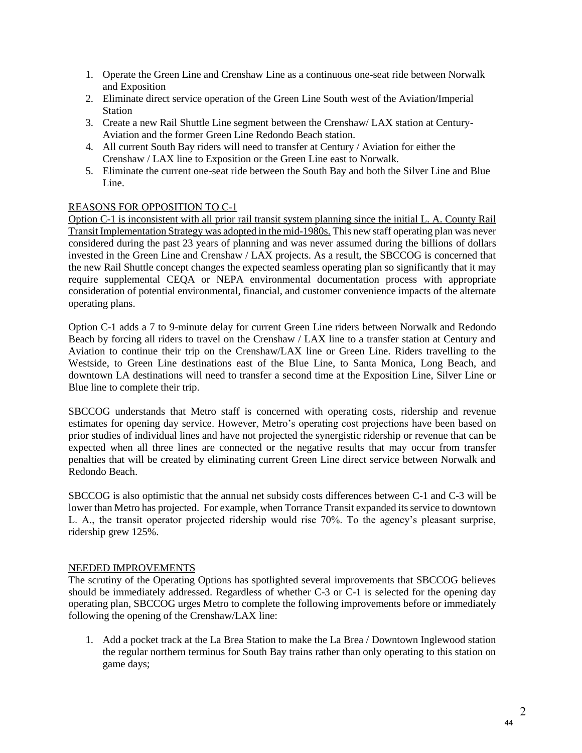1. Operate the Green Line and Crenshaw Line as a continuous one-seat ride between Norwalk and Exposition
2. Eliminate direct service operation of the Green Line South west of the Aviation/Imperial Station
3. Create a new Rail Shuttle Line segment between the Crenshaw/ LAX station at Century-Aviation and the former Green Line Redondo Beach station.
4. All current South Bay riders will need to transfer at Century / Aviation for either the Crenshaw / LAX line to Exposition or the Green Line east to Norwalk.
5. Eliminate the current one-seat ride between the South Bay and both the Silver Line and Blue Line.

REASONS FOR OPPOSITION TO C-1

Option C-1 is inconsistent with all prior rail transit system planning since the initial L. A. County Rail Transit Implementation Strategy was adopted in the mid-1980s. This new staff operating plan was never considered during the past 23 years of planning and was never assumed during the billions of dollars invested in the Green Line and Crenshaw / LAX projects. As a result, the SBCCOG is concerned that the new Rail Shuttle concept changes the expected seamless operating plan so significantly that it may require supplemental CEQA or NEPA environmental documentation process with appropriate consideration of potential environmental, financial, and customer convenience impacts of the alternate operating plans.

Option C-1 adds a 7 to 9-minute delay for current Green Line riders between Norwalk and Redondo Beach by forcing all riders to travel on the Crenshaw / LAX line to a transfer station at Century and Aviation to continue their trip on the Crenshaw/LAX line or Green Line. Riders travelling to the Westside, to Green Line destinations east of the Blue Line, to Santa Monica, Long Beach, and downtown LA destinations will need to transfer a second time at the Exposition Line, Silver Line or Blue line to complete their trip.

SBCCOG understands that Metro staff is concerned with operating costs, ridership and revenue estimates for opening day service. However, Metro's operating cost projections have been based on prior studies of individual lines and have not projected the synergistic ridership or revenue that can be expected when all three lines are connected or the negative results that may occur from transfer penalties that will be created by eliminating current Green Line direct service between Norwalk and Redondo Beach.

SBCCOG is also optimistic that the annual net subsidy costs differences between C-1 and C-3 will be lower than Metro has projected. For example, when Torrance Transit expanded its service to downtown L. A., the transit operator projected ridership would rise 70%. To the agency's pleasant surprise, ridership grew 125%.

NEEDED IMPROVEMENTS

The scrutiny of the Operating Options has spotlighted several improvements that SBCCOG believes should be immediately addressed. Regardless of whether C-3 or C-1 is selected for the opening day operating plan, SBCCOG urges Metro to complete the following improvements before or immediately following the opening of the Crenshaw/LAX line:

1. Add a pocket track at the La Brea Station to make the La Brea / Downtown Inglewood station the regular northern terminus for South Bay trains rather than only operating to this station on game days;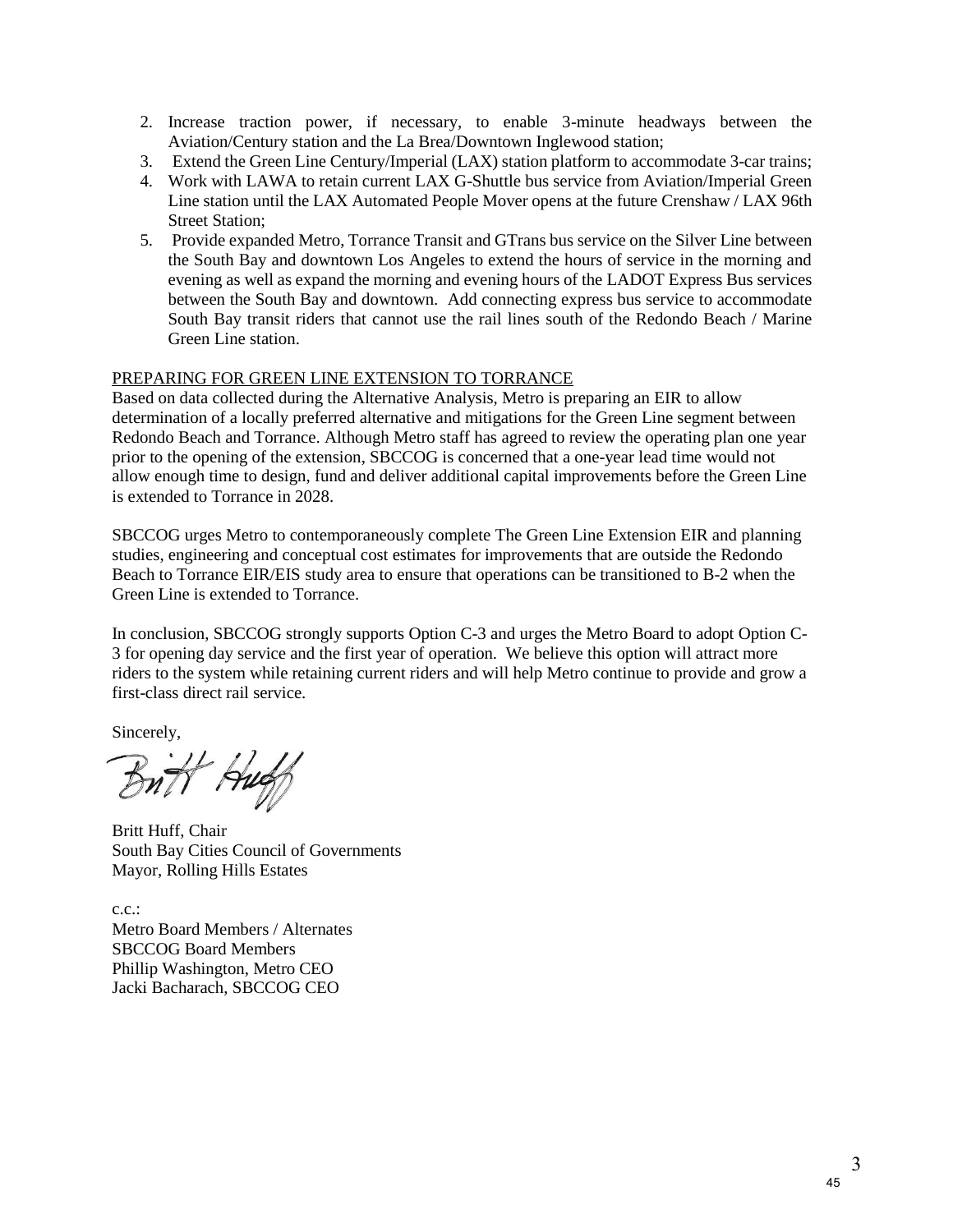2. Increase traction power, if necessary, to enable 3-minute headways between the Aviation/Century station and the La Brea/Downtown Inglewood station;
3. Extend the Green Line Century/Imperial (LAX) station platform to accommodate 3-car trains;
4. Work with LAWA to retain current LAX G-Shuttle bus service from Aviation/Imperial Green Line station until the LAX Automated People Mover opens at the future Crenshaw / LAX 96th Street Station;
5. Provide expanded Metro, Torrance Transit and GTrans bus service on the Silver Line between the South Bay and downtown Los Angeles to extend the hours of service in the morning and evening as well as expand the morning and evening hours of the LADOT Express Bus services between the South Bay and downtown. Add connecting express bus service to accommodate South Bay transit riders that cannot use the rail lines south of the Redondo Beach / Marine Green Line station.

PREPARING FOR GREEN LINE EXTENSION TO TORRANCE

Based on data collected during the Alternative Analysis, Metro is preparing an EIR to allow determination of a locally preferred alternative and mitigations for the Green Line segment between Redondo Beach and Torrance. Although Metro staff has agreed to review the operating plan one year prior to the opening of the extension, SBCCOG is concerned that a one-year lead time would not allow enough time to design, fund and deliver additional capital improvements before the Green Line is extended to Torrance in 2028.

SBCCOG urges Metro to contemporaneously complete The Green Line Extension EIR and planning studies, engineering and conceptual cost estimates for improvements that are outside the Redondo Beach to Torrance EIR/EIS study area to ensure that operations can be transitioned to B-2 when the Green Line is extended to Torrance.

In conclusion, SBCCOG strongly supports Option C-3 and urges the Metro Board to adopt Option C-3 for opening day service and the first year of operation. We believe this option will attract more riders to the system while retaining current riders and will help Metro continue to provide and grow a first-class direct rail service.

Sincerely,

Britt Huff

Britt Huff, Chair
South Bay Cities Council of Governments
Mayor, Rolling Hills Estates

c.c.:
Metro Board Members / Alternates
SBCCOG Board Members
Phillip Washington, Metro CEO
Jacki Bacharach, SBCCOG CEO